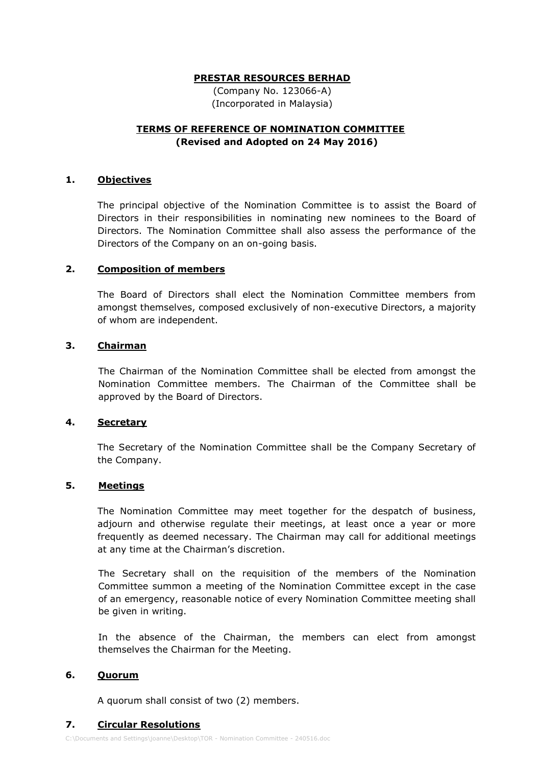**PRESTAR RESOURCES BERHAD**

(Company No. 123066-A)
(Incorporated in Malaysia)

**TERMS OF REFERENCE OF NOMINATION COMMITTEE**
**(Revised and Adopted on 24 May 2016)**

## 1. Objectives

The principal objective of the Nomination Committee is to assist the Board of Directors in their responsibilities in nominating new nominees to the Board of Directors. The Nomination Committee shall also assess the performance of the Directors of the Company on an on-going basis.

## 2. Composition of members

The Board of Directors shall elect the Nomination Committee members from amongst themselves, composed exclusively of non-executive Directors, a majority of whom are independent.

## 3. Chairman

The Chairman of the Nomination Committee shall be elected from amongst the Nomination Committee members. The Chairman of the Committee shall be approved by the Board of Directors.

## 4. Secretary

The Secretary of the Nomination Committee shall be the Company Secretary of the Company.

## 5. Meetings

The Nomination Committee may meet together for the despatch of business, adjourn and otherwise regulate their meetings, at least once a year or more frequently as deemed necessary. The Chairman may call for additional meetings at any time at the Chairman's discretion.

The Secretary shall on the requisition of the members of the Nomination Committee summon a meeting of the Nomination Committee except in the case of an emergency, reasonable notice of every Nomination Committee meeting shall be given in writing.

In the absence of the Chairman, the members can elect from amongst themselves the Chairman for the Meeting.

## 6. Quorum

A quorum shall consist of two (2) members.

## 7. Circular Resolutions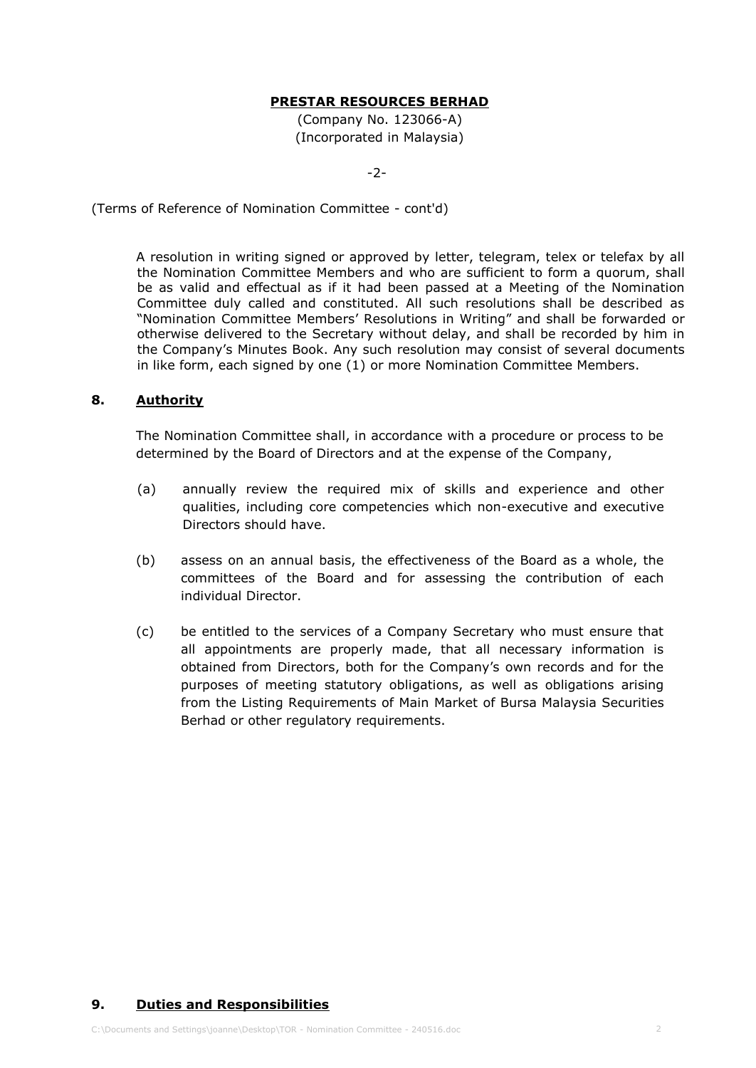(Terms of Reference of Nomination Committee - cont'd)

A resolution in writing signed or approved by letter, telegram, telex or telefax by all the Nomination Committee Members and who are sufficient to form a quorum, shall be as valid and effectual as if it had been passed at a Meeting of the Nomination Committee duly called and constituted. All such resolutions shall be described as "Nomination Committee Members' Resolutions in Writing" and shall be forwarded or otherwise delivered to the Secretary without delay, and shall be recorded by him in the Company's Minutes Book. Any such resolution may consist of several documents in like form, each signed by one (1) or more Nomination Committee Members.

## 8. Authority

The Nomination Committee shall, in accordance with a procedure or process to be determined by the Board of Directors and at the expense of the Company,

(a) annually review the required mix of skills and experience and other qualities, including core competencies which non-executive and executive Directors should have.

(b) assess on an annual basis, the effectiveness of the Board as a whole, the committees of the Board and for assessing the contribution of each individual Director.

(c) be entitled to the services of a Company Secretary who must ensure that all appointments are properly made, that all necessary information is obtained from Directors, both for the Company's own records and for the purposes of meeting statutory obligations, as well as obligations arising from the Listing Requirements of Main Market of Bursa Malaysia Securities Berhad or other regulatory requirements.

## 9. Duties and Responsibilities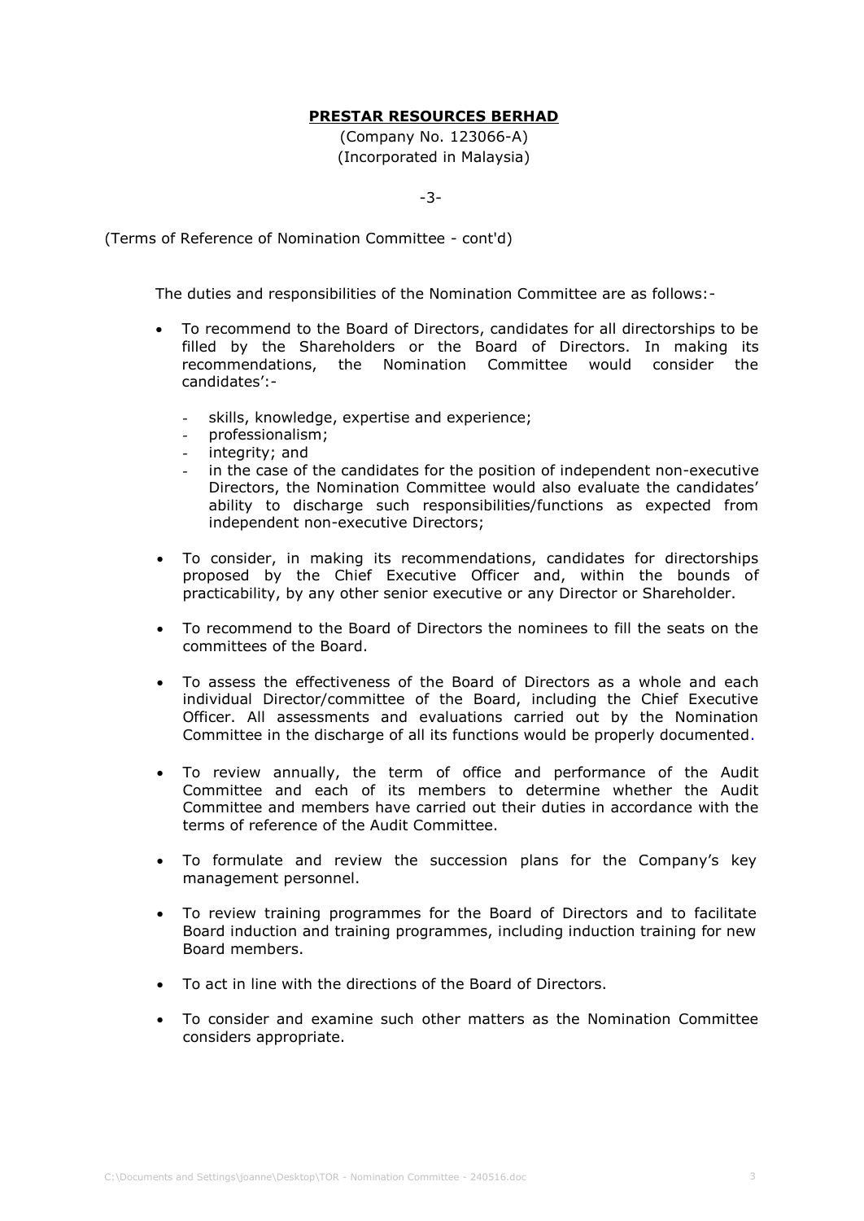**PRESTAR RESOURCES BERHAD**

(Company No. 123066-A)
(Incorporated in Malaysia)

(Terms of Reference of Nomination Committee - cont'd)

The duties and responsibilities of the Nomination Committee are as follows:-

- To recommend to the Board of Directors, candidates for all directorships to be filled by the Shareholders or the Board of Directors. In making its recommendations, the Nomination Committee would consider the candidates':-
  - skills, knowledge, expertise and experience;
  - professionalism;
  - integrity; and
  - in the case of the candidates for the position of independent non-executive Directors, the Nomination Committee would also evaluate the candidates' ability to discharge such responsibilities/functions as expected from independent non-executive Directors;
- To consider, in making its recommendations, candidates for directorships proposed by the Chief Executive Officer and, within the bounds of practicability, by any other senior executive or any Director or Shareholder.
- To recommend to the Board of Directors the nominees to fill the seats on the committees of the Board.
- To assess the effectiveness of the Board of Directors as a whole and each individual Director/committee of the Board, including the Chief Executive Officer. All assessments and evaluations carried out by the Nomination Committee in the discharge of all its functions would be properly documented.
- To review annually, the term of office and performance of the Audit Committee and each of its members to determine whether the Audit Committee and members have carried out their duties in accordance with the terms of reference of the Audit Committee.
- To formulate and review the succession plans for the Company's key management personnel.
- To review training programmes for the Board of Directors and to facilitate Board induction and training programmes, including induction training for new Board members.
- To act in line with the directions of the Board of Directors.
- To consider and examine such other matters as the Nomination Committee considers appropriate.